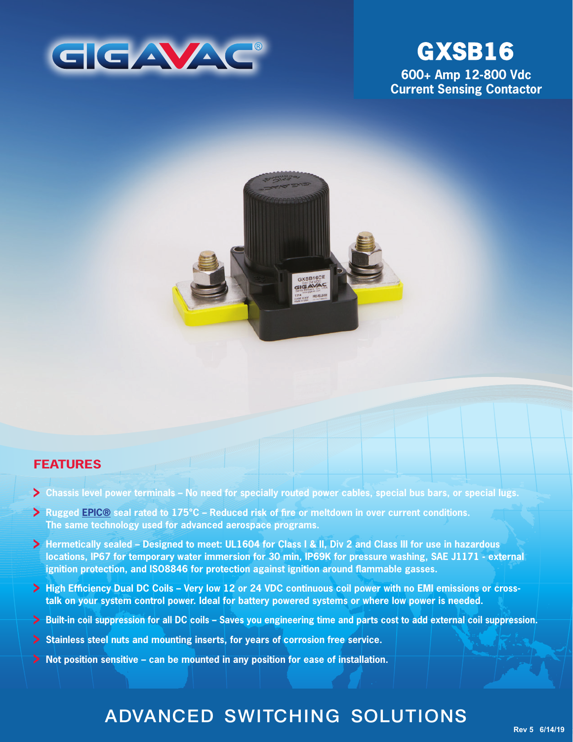GIGAVAC®

# GXSB16

**600+ Amp 12-800 Vdc Current Sensing Contactor**

## FEATURES

- **Chassis level power terminals – No need for specially routed power cables, special bus bars, or special lugs.**
- **Rugged EPIC® seal rated to 175°C – Reduced risk of fire or meltdown in over current conditions. The same technology used for advanced aerospace programs.**
- **Hermetically sealed – Designed to meet: UL1604 for Class I & II, Div 2 and Class III for use in hazardous locations, IP67 for temporary water immersion for 30 min, IP69K for pressure washing, SAE J1171 - external ignition protection, and ISO8846 for protection against ignition around flammable gasses.**
- **High Efficiency Dual DC Coils – Very low 12 or 24 VDC continuous coil power with no EMI emissions or cross-talk on your system control power. Ideal for battery powered systems or where low power is needed.**
- **Built-in coil suppression for all DC coils – Saves you engineering time and parts cost to add external coil suppression.**
- **Stainless steel nuts and mounting inserts, for years of corrosion free service.**
- **Not position sensitive – can be mounted in any position for ease of installation.**

ADVANCED SWITCHING SOLUTIONS

Rev 5 6/14/19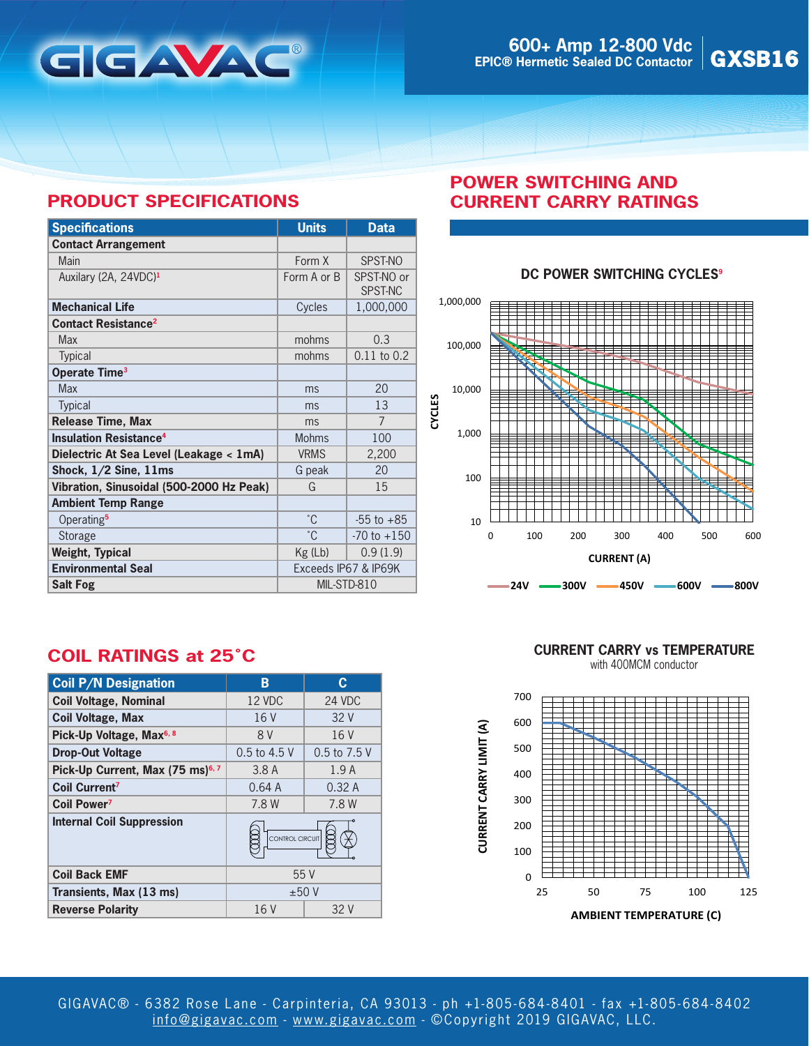# GIGAVAC®

**600+ Amp 12-800 Vdc**
**EPIC® Hermetic Sealed DC Contactor**
**GXSB16**

## PRODUCT SPECIFICATIONS

| Specifications | Units | Data |
|---|---|---|
| **Contact Arrangement** | | |
| Main | Form X | SPST-NO |
| Auxilary (2A, 24VDC)[1] | Form A or B | SPST-NO or SPST-NC |
| **Mechanical Life** | Cycles | 1,000,000 |
| **Contact Resistance**[2] | | |
| Max | mohms | 0.3 |
| Typical | mohms | 0.11 to 0.2 |
| **Operate Time**[3] | | |
| Max | ms | 20 |
| Typical | ms | 13 |
| **Release Time, Max** | ms | 7 |
| **Insulation Resistance**[4] | Mohms | 100 |
| **Dielectric At Sea Level (Leakage < 1mA)** | VRMS | 2,200 |
| **Shock, 1/2 Sine, 11ms** | G peak | 20 |
| **Vibration, Sinusoidal (500-2000 Hz Peak)** | G | 15 |
| **Ambient Temp Range** | | |
| Operating[5] | ˚C | -55 to +85 |
| Storage | ˚C | -70 to +150 |
| **Weight, Typical** | Kg (Lb) | 0.9 (1.9) |
| **Environmental Seal** | Exceeds IP67 & IP69K | |
| **Salt Fog** | MIL-STD-810 | |

## POWER SWITCHING AND CURRENT CARRY RATINGS

### DC POWER SWITCHING CYCLES[9]

CYCLES (10 – 1,000,000) vs CURRENT (A) (0 – 600)

24V, 300V, 450V, 600V, 800V

### CURRENT CARRY vs TEMPERATURE

with 400MCM conductor

CURRENT CARRY LIMIT (A) (0 – 700) vs AMBIENT TEMPERATURE (C) (25 – 125)

## COIL RATINGS at 25˚C

| Coil P/N Designation | B | C |
|---|---|---|
| **Coil Voltage, Nominal** | 12 VDC | 24 VDC |
| **Coil Voltage, Max** | 16 V | 32 V |
| **Pick-Up Voltage, Max**[6, 8] | 8 V | 16 V |
| **Drop-Out Voltage** | 0.5 to 4.5 V | 0.5 to 7.5 V |
| **Pick-Up Current, Max (75 ms)**[6, 7] | 3.8 A | 1.9 A |
| **Coil Current**[7] | 0.64 A | 0.32 A |
| **Coil Power**[7] | 7.8 W | 7.8 W |
| **Internal Coil Suppression** | CONTROL CIRCUIT | |
| **Coil Back EMF** | 55 V | |
| **Transients, Max (13 ms)** | ±50 V | |
| **Reverse Polarity** | 16 V | 32 V |

GIGAVAC® - 6382 Rose Lane - Carpinteria, CA 93013 - ph +1-805-684-8401 - fax +1-805-684-8402
info@gigavac.com - www.gigavac.com - ©Copyright 2019 GIGAVAC, LLC.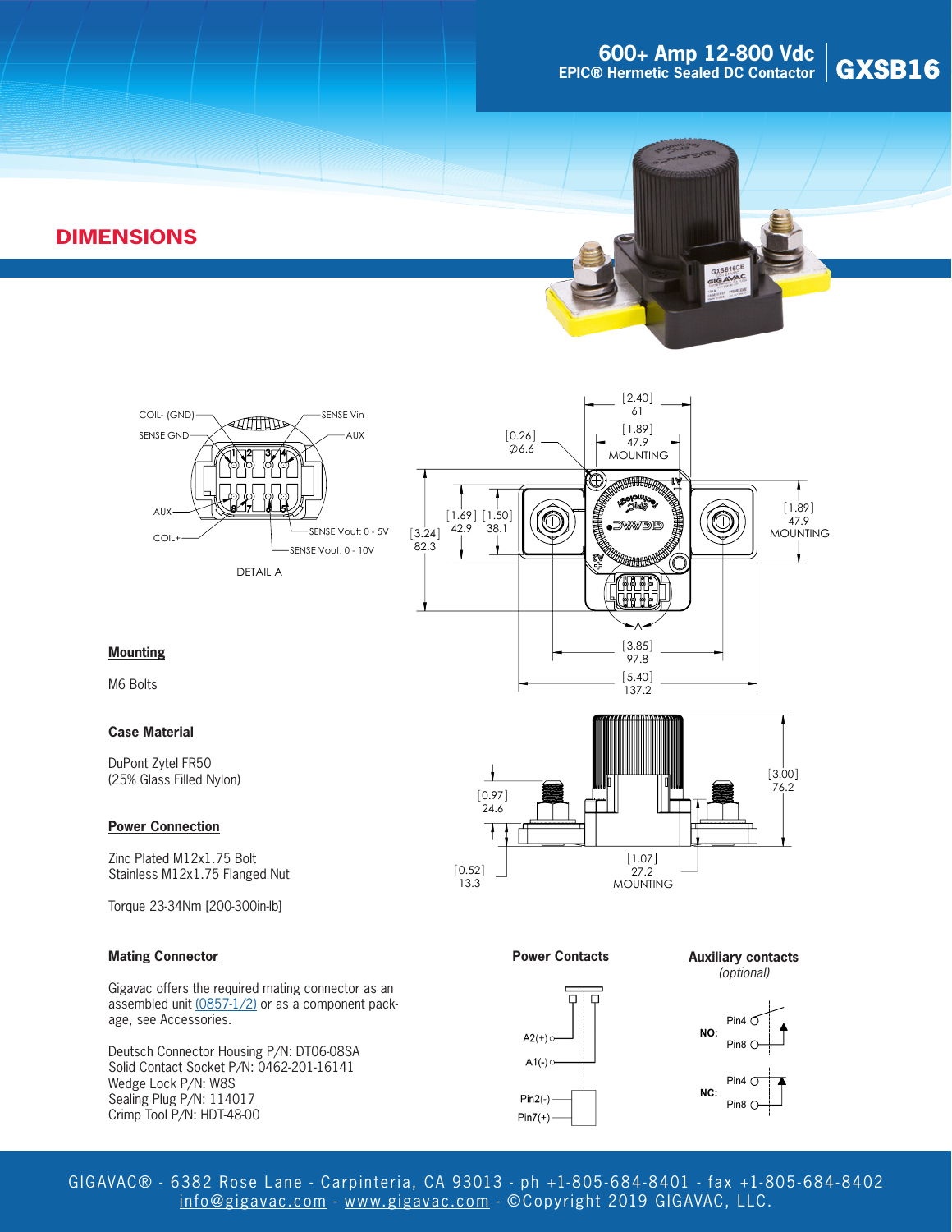## DIMENSIONS

COIL- (GND)
SENSE Vin
SENSE GND
AUX
AUX
COIL+
SENSE Vout: 0 - 5V
SENSE Vout: 0 - 10V

DETAIL A

[2.40] 61
[1.89] 47.9 MOUNTING
[0.26] Ø6.6
[1.69] 42.9
[1.50] 38.1
[3.24] 82.3
[1.89] 47.9 MOUNTING
[3.85] 97.8
[5.40] 137.2
[0.97] 24.6
[3.00] 76.2
[0.52] 13.3
[1.07] 27.2 MOUNTING

### Mounting

M6 Bolts

### Case Material

DuPont Zytel FR50
(25% Glass Filled Nylon)

### Power Connection

Zinc Plated M12x1.75 Bolt
Stainless M12x1.75 Flanged Nut

Torque 23-34Nm [200-300in-lb]

### Mating Connector

Gigavac offers the required mating connector as an assembled unit (0857-1/2) or as a component package, see Accessories.

Deutsch Connector Housing P/N: DT06-08SA
Solid Contact Socket P/N: 0462-201-16141
Wedge Lock P/N: W8S
Sealing Plug P/N: 114017
Crimp Tool P/N: HDT-48-00

### Power Contacts

A2(+)
A1(-)
Pin2(-)
Pin7(+)

### Auxiliary contacts

*(optional)*

NO: Pin4, Pin8

NC: Pin4, Pin8

GIGAVAC® - 6382 Rose Lane - Carpinteria, CA 93013 - ph +1-805-684-8401 - fax +1-805-684-8402
info@gigavac.com - www.gigavac.com - ©Copyright 2019 GIGAVAC, LLC.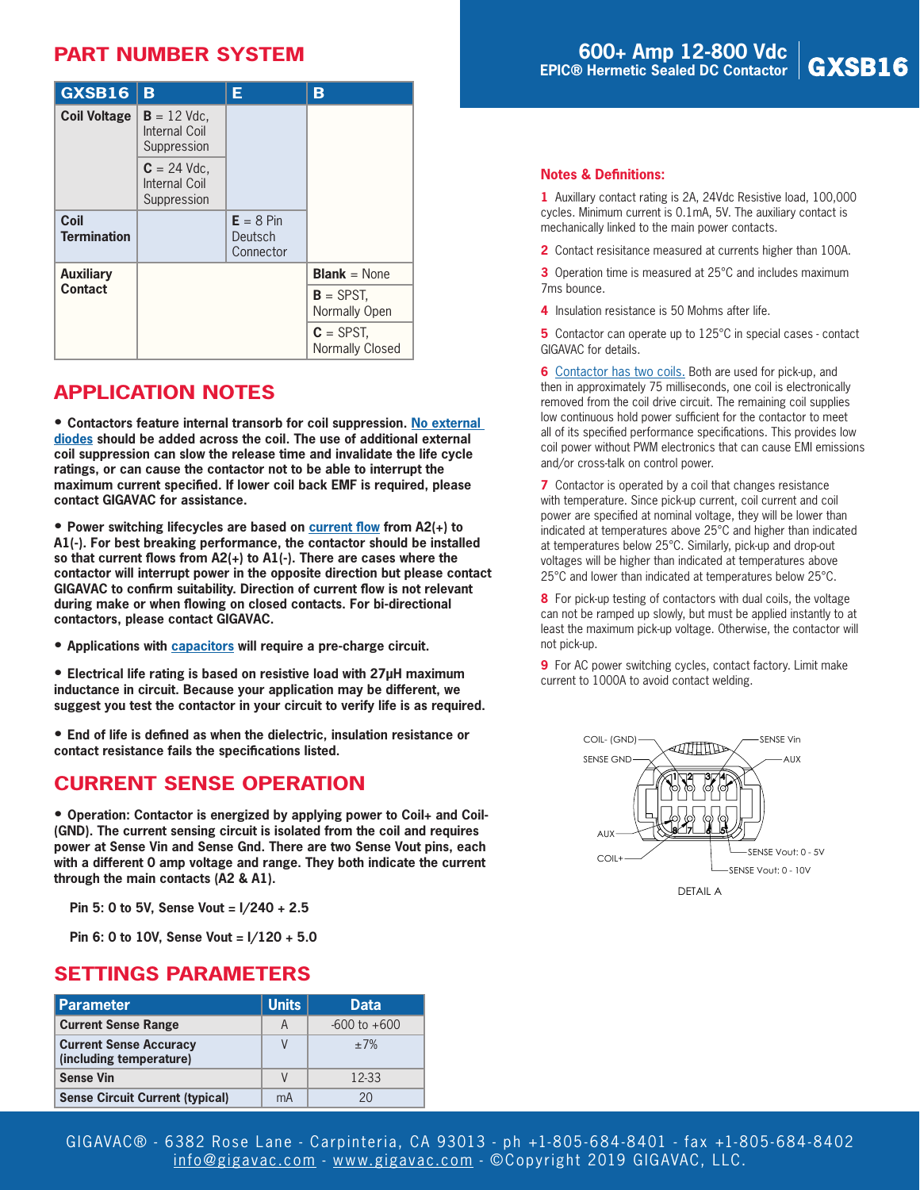## PART NUMBER SYSTEM

| GXSB16 | B | E | B |
|---|---|---|---|
| **Coil Voltage** | **B** = 12 Vdc, Internal Coil Suppression | | |
| | **C** = 24 Vdc, Internal Coil Suppression | | |
| **Coil Termination** | | **E** = 8 Pin Deutsch Connector | |
| **Auxiliary Contact** | | | **Blank** = None |
| | | | **B** = SPST, Normally Open |
| | | | **C** = SPST, Normally Closed |

## APPLICATION NOTES

- **Contactors feature internal transorb for coil suppression. No external diodes should be added across the coil. The use of additional external coil suppression can slow the release time and invalidate the life cycle ratings, or can cause the contactor not to be able to interrupt the maximum current specified. If lower coil back EMF is required, please contact GIGAVAC for assistance.**

- **Power switching lifecycles are based on current flow from A2(+) to A1(-). For best breaking performance, the contactor should be installed so that current flows from A2(+) to A1(-). There are cases where the contactor will interrupt power in the opposite direction but please contact GIGAVAC to confirm suitability. Direction of current flow is not relevant during make or when flowing on closed contacts. For bi-directional contactors, please contact GIGAVAC.**

- **Applications with capacitors will require a pre-charge circuit.**

- **Electrical life rating is based on resistive load with 27µH maximum inductance in circuit. Because your application may be different, we suggest you test the contactor in your circuit to verify life is as required.**

- **End of life is defined as when the dielectric, insulation resistance or contact resistance fails the specifications listed.**

## CURRENT SENSE OPERATION

- **Operation: Contactor is energized by applying power to Coil+ and Coil- (GND). The current sensing circuit is isolated from the coil and requires power at Sense Vin and Sense Gnd. There are two Sense Vout pins, each with a different 0 amp voltage and range. They both indicate the current through the main contacts (A2 & A1).**

**Pin 5: 0 to 5V, Sense Vout = I/240 + 2.5**

**Pin 6: 0 to 10V, Sense Vout = I/120 + 5.0**

## SETTINGS PARAMETERS

| Parameter | Units | Data |
|---|---|---|
| **Current Sense Range** | A | -600 to +600 |
| **Current Sense Accuracy (including temperature)** | V | ±7% |
| **Sense Vin** | V | 12-33 |
| **Sense Circuit Current (typical)** | mA | 20 |

### Notes & Definitions:

**1** Auxillary contact rating is 2A, 24Vdc Resistive load, 100,000 cycles. Minimum current is 0.1mA, 5V. The auxiliary contact is mechanically linked to the main power contacts.

**2** Contact resisitance measured at currents higher than 100A.

**3** Operation time is measured at 25°C and includes maximum 7ms bounce.

**4** Insulation resistance is 50 Mohms after life.

**5** Contactor can operate up to 125°C in special cases - contact GIGAVAC for details.

**6** Contactor has two coils. Both are used for pick-up, and then in approximately 75 milliseconds, one coil is electronically removed from the coil drive circuit. The remaining coil supplies low continuous hold power sufficient for the contactor to meet all of its specified performance specifications. This provides low coil power without PWM electronics that can cause EMI emissions and/or cross-talk on control power.

**7** Contactor is operated by a coil that changes resistance with temperature. Since pick-up current, coil current and coil power are specified at nominal voltage, they will be lower than indicated at temperatures above 25°C and higher than indicated at temperatures below 25°C. Similarly, pick-up and drop-out voltages will be higher than indicated at temperatures above 25°C and lower than indicated at temperatures below 25°C.

**8** For pick-up testing of contactors with dual coils, the voltage can not be ramped up slowly, but must be applied instantly to at least the maximum pick-up voltage. Otherwise, the contactor will not pick-up.

**9** For AC power switching cycles, contact factory. Limit make current to 1000A to avoid contact welding.

COIL- (GND)
SENSE Vin
SENSE GND
AUX
1 2 3 4
8 7 6 5
AUX
COIL+
SENSE Vout: 0 - 5V
SENSE Vout: 0 - 10V

DETAIL A